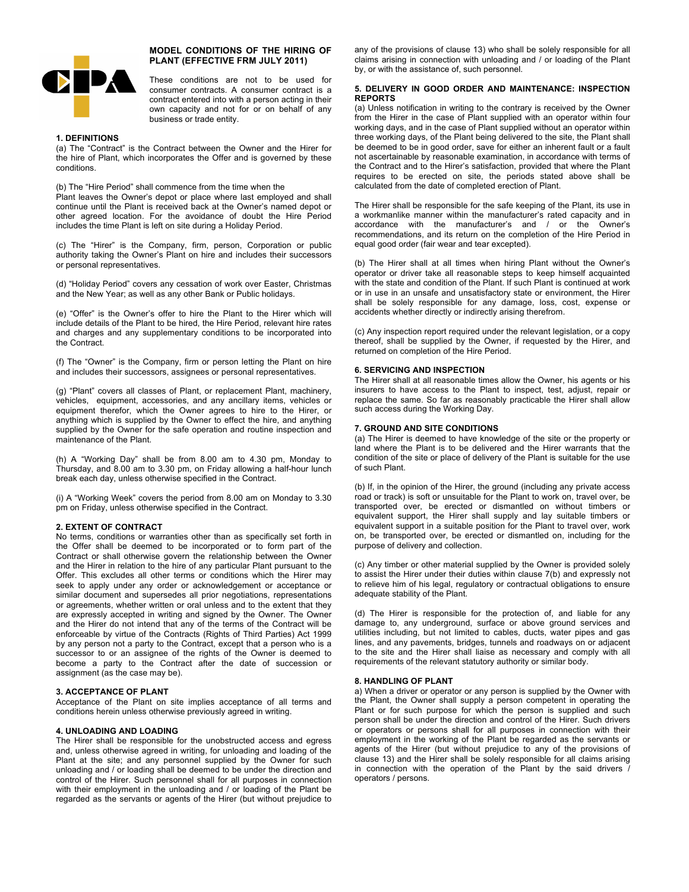## MODEL CONDITIONS OF THE HIRING OF PLANT (EFFECTIVE FRM JULY 2011)

These conditions are not to be used for consumer contracts. A consumer contract is a contract entered into with a person acting in their own capacity and not for or on behalf of any business or trade entity.

### 1. DEFINITIONS

(a) The "Contract" is the Contract between the Owner and the Hirer for the hire of Plant, which incorporates the Offer and is governed by these conditions.

(b) The "Hire Period" shall commence from the time when the Plant leaves the Owner's depot or place where last employed and shall continue until the Plant is received back at the Owner's named depot or other agreed location. For the avoidance of doubt the Hire Period includes the time Plant is left on site during a Holiday Period.

(c) The "Hirer" is the Company, firm, person, Corporation or public authority taking the Owner's Plant on hire and includes their successors or personal representatives.

(d) "Holiday Period" covers any cessation of work over Easter, Christmas and the New Year; as well as any other Bank or Public holidays.

(e) "Offer" is the Owner's offer to hire the Plant to the Hirer which will include details of the Plant to be hired, the Hire Period, relevant hire rates and charges and any supplementary conditions to be incorporated into the Contract.

(f) The "Owner" is the Company, firm or person letting the Plant on hire and includes their successors, assignees or personal representatives.

(g) "Plant" covers all classes of Plant, or replacement Plant, machinery, vehicles, equipment, accessories, and any ancillary items, vehicles or equipment therefor, which the Owner agrees to hire to the Hirer, or anything which is supplied by the Owner to effect the hire, and anything supplied by the Owner for the safe operation and routine inspection and maintenance of the Plant.

(h) A "Working Day" shall be from 8.00 am to 4.30 pm, Monday to Thursday, and 8.00 am to 3.30 pm, on Friday allowing a half-hour lunch break each day, unless otherwise specified in the Contract.

(i) A "Working Week" covers the period from 8.00 am on Monday to 3.30 pm on Friday, unless otherwise specified in the Contract.

### 2. EXTENT OF CONTRACT

No terms, conditions or warranties other than as specifically set forth in the Offer shall be deemed to be incorporated or to form part of the Contract or shall otherwise govern the relationship between the Owner and the Hirer in relation to the hire of any particular Plant pursuant to the Offer. This excludes all other terms or conditions which the Hirer may seek to apply under any order or acknowledgement or acceptance or similar document and supersedes all prior negotiations, representations or agreements, whether written or oral unless and to the extent that they are expressly accepted in writing and signed by the Owner. The Owner and the Hirer do not intend that any of the terms of the Contract will be enforceable by virtue of the Contracts (Rights of Third Parties) Act 1999 by any person not a party to the Contract, except that a person who is a successor to or an assignee of the rights of the Owner is deemed to become a party to the Contract after the date of succession or assignment (as the case may be).

### 3. ACCEPTANCE OF PLANT

Acceptance of the Plant on site implies acceptance of all terms and conditions herein unless otherwise previously agreed in writing.

### 4. UNLOADING AND LOADING

The Hirer shall be responsible for the unobstructed access and egress and, unless otherwise agreed in writing, for unloading and loading of the Plant at the site; and any personnel supplied by the Owner for such unloading and / or loading shall be deemed to be under the direction and control of the Hirer. Such personnel shall for all purposes in connection with their employment in the unloading and / or loading of the Plant be regarded as the servants or agents of the Hirer (but without prejudice to any of the provisions of clause 13) who shall be solely responsible for all claims arising in connection with unloading and / or loading of the Plant by, or with the assistance of, such personnel.

### 5. DELIVERY IN GOOD ORDER AND MAINTENANCE: INSPECTION REPORTS

(a) Unless notification in writing to the contrary is received by the Owner from the Hirer in the case of Plant supplied with an operator within four working days, and in the case of Plant supplied without an operator within three working days, of the Plant being delivered to the site, the Plant shall be deemed to be in good order, save for either an inherent fault or a fault not ascertainable by reasonable examination, in accordance with terms of the Contract and to the Hirer's satisfaction, provided that where the Plant requires to be erected on site, the periods stated above shall be calculated from the date of completed erection of Plant.

The Hirer shall be responsible for the safe keeping of the Plant, its use in a workmanlike manner within the manufacturer's rated capacity and in accordance with the manufacturer's and / or the Owner's recommendations, and its return on the completion of the Hire Period in equal good order (fair wear and tear excepted).

(b) The Hirer shall at all times when hiring Plant without the Owner's operator or driver take all reasonable steps to keep himself acquainted with the state and condition of the Plant. If such Plant is continued at work or in use in an unsafe and unsatisfactory state or environment, the Hirer shall be solely responsible for any damage, loss, cost, expense or accidents whether directly or indirectly arising therefrom.

(c) Any inspection report required under the relevant legislation, or a copy thereof, shall be supplied by the Owner, if requested by the Hirer, and returned on completion of the Hire Period.

### 6. SERVICING AND INSPECTION

The Hirer shall at all reasonable times allow the Owner, his agents or his insurers to have access to the Plant to inspect, test, adjust, repair or replace the same. So far as reasonably practicable the Hirer shall allow such access during the Working Day.

### 7. GROUND AND SITE CONDITIONS

(a) The Hirer is deemed to have knowledge of the site or the property or land where the Plant is to be delivered and the Hirer warrants that the condition of the site or place of delivery of the Plant is suitable for the use of such Plant.

(b) If, in the opinion of the Hirer, the ground (including any private access road or track) is soft or unsuitable for the Plant to work on, travel over, be transported over, be erected or dismantled on without timbers or equivalent support, the Hirer shall supply and lay suitable timbers or equivalent support in a suitable position for the Plant to travel over, work on, be transported over, be erected or dismantled on, including for the purpose of delivery and collection.

(c) Any timber or other material supplied by the Owner is provided solely to assist the Hirer under their duties within clause 7(b) and expressly not to relieve him of his legal, regulatory or contractual obligations to ensure adequate stability of the Plant.

(d) The Hirer is responsible for the protection of, and liable for any damage to, any underground, surface or above ground services and utilities including, but not limited to cables, ducts, water pipes and gas lines, and any pavements, bridges, tunnels and roadways on or adjacent to the site and the Hirer shall liaise as necessary and comply with all requirements of the relevant statutory authority or similar body.

### 8. HANDLING OF PLANT

a) When a driver or operator or any person is supplied by the Owner with the Plant, the Owner shall supply a person competent in operating the Plant or for such purpose for which the person is supplied and such person shall be under the direction and control of the Hirer. Such drivers or operators or persons shall for all purposes in connection with their employment in the working of the Plant be regarded as the servants or agents of the Hirer (but without prejudice to any of the provisions of clause 13) and the Hirer shall be solely responsible for all claims arising in connection with the operation of the Plant by the said drivers / operators / persons.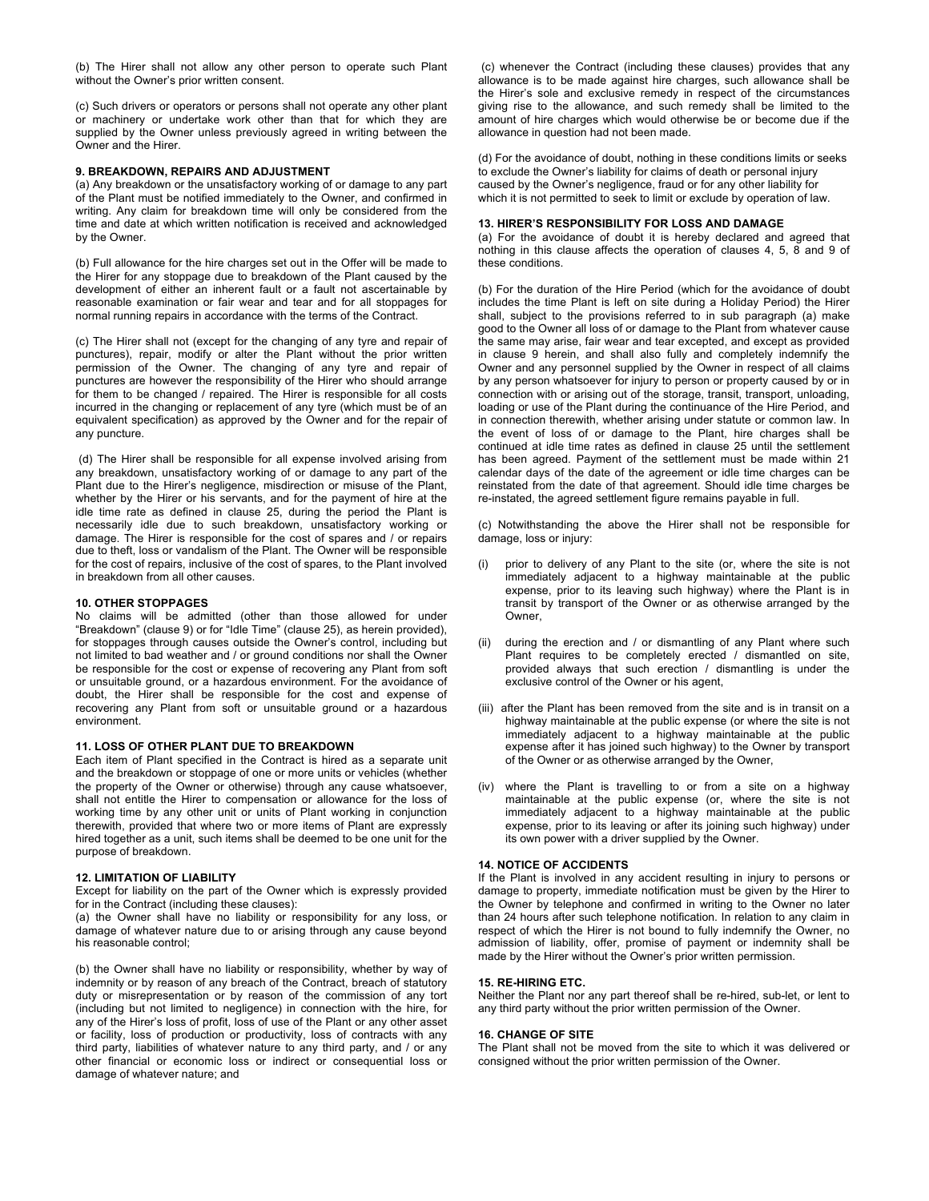(b) The Hirer shall not allow any other person to operate such Plant without the Owner's prior written consent.

(c) Such drivers or operators or persons shall not operate any other plant or machinery or undertake work other than that for which they are supplied by the Owner unless previously agreed in writing between the Owner and the Hirer.

**9. BREAKDOWN, REPAIRS AND ADJUSTMENT**

(a) Any breakdown or the unsatisfactory working of or damage to any part of the Plant must be notified immediately to the Owner, and confirmed in writing. Any claim for breakdown time will only be considered from the time and date at which written notification is received and acknowledged by the Owner.

(b) Full allowance for the hire charges set out in the Offer will be made to the Hirer for any stoppage due to breakdown of the Plant caused by the development of either an inherent fault or a fault not ascertainable by reasonable examination or fair wear and tear and for all stoppages for normal running repairs in accordance with the terms of the Contract.

(c) The Hirer shall not (except for the changing of any tyre and repair of punctures), repair, modify or alter the Plant without the prior written permission of the Owner. The changing of any tyre and repair of punctures are however the responsibility of the Hirer who should arrange for them to be changed / repaired. The Hirer is responsible for all costs incurred in the changing or replacement of any tyre (which must be of an equivalent specification) as approved by the Owner and for the repair of any puncture.

(d) The Hirer shall be responsible for all expense involved arising from any breakdown, unsatisfactory working of or damage to any part of the Plant due to the Hirer's negligence, misdirection or misuse of the Plant, whether by the Hirer or his servants, and for the payment of hire at the idle time rate as defined in clause 25, during the period the Plant is necessarily idle due to such breakdown, unsatisfactory working or damage. The Hirer is responsible for the cost of spares and / or repairs due to theft, loss or vandalism of the Plant. The Owner will be responsible for the cost of repairs, inclusive of the cost of spares, to the Plant involved in breakdown from all other causes.

**10. OTHER STOPPAGES**

No claims will be admitted (other than those allowed for under "Breakdown" (clause 9) or for "Idle Time" (clause 25), as herein provided), for stoppages through causes outside the Owner's control, including but not limited to bad weather and / or ground conditions nor shall the Owner be responsible for the cost or expense of recovering any Plant from soft or unsuitable ground, or a hazardous environment. For the avoidance of doubt, the Hirer shall be responsible for the cost and expense of recovering any Plant from soft or unsuitable ground or a hazardous environment.

**11. LOSS OF OTHER PLANT DUE TO BREAKDOWN**

Each item of Plant specified in the Contract is hired as a separate unit and the breakdown or stoppage of one or more units or vehicles (whether the property of the Owner or otherwise) through any cause whatsoever, shall not entitle the Hirer to compensation or allowance for the loss of working time by any other unit or units of Plant working in conjunction therewith, provided that where two or more items of Plant are expressly hired together as a unit, such items shall be deemed to be one unit for the purpose of breakdown.

**12. LIMITATION OF LIABILITY**

Except for liability on the part of the Owner which is expressly provided for in the Contract (including these clauses):

(a) the Owner shall have no liability or responsibility for any loss, or damage of whatever nature due to or arising through any cause beyond his reasonable control;

(b) the Owner shall have no liability or responsibility, whether by way of indemnity or by reason of any breach of the Contract, breach of statutory duty or misrepresentation or by reason of the commission of any tort (including but not limited to negligence) in connection with the hire, for any of the Hirer's loss of profit, loss of use of the Plant or any other asset or facility, loss of production or productivity, loss of contracts with any third party, liabilities of whatever nature to any third party, and / or any other financial or economic loss or indirect or consequential loss or damage of whatever nature; and

(c) whenever the Contract (including these clauses) provides that any allowance is to be made against hire charges, such allowance shall be the Hirer's sole and exclusive remedy in respect of the circumstances giving rise to the allowance, and such remedy shall be limited to the amount of hire charges which would otherwise be or become due if the allowance in question had not been made.

(d) For the avoidance of doubt, nothing in these conditions limits or seeks to exclude the Owner's liability for claims of death or personal injury caused by the Owner's negligence, fraud or for any other liability for which it is not permitted to seek to limit or exclude by operation of law.

**13. HIRER'S RESPONSIBILITY FOR LOSS AND DAMAGE**

(a) For the avoidance of doubt it is hereby declared and agreed that nothing in this clause affects the operation of clauses 4, 5, 8 and 9 of these conditions.

(b) For the duration of the Hire Period (which for the avoidance of doubt includes the time Plant is left on site during a Holiday Period) the Hirer shall, subject to the provisions referred to in sub paragraph (a) make good to the Owner all loss of or damage to the Plant from whatever cause the same may arise, fair wear and tear excepted, and except as provided in clause 9 herein, and shall also fully and completely indemnify the Owner and any personnel supplied by the Owner in respect of all claims by any person whatsoever for injury to person or property caused by or in connection with or arising out of the storage, transit, transport, unloading, loading or use of the Plant during the continuance of the Hire Period, and in connection therewith, whether arising under statute or common law. In the event of loss of or damage to the Plant, hire charges shall be continued at idle time rates as defined in clause 25 until the settlement has been agreed. Payment of the settlement must be made within 21 calendar days of the date of the agreement or idle time charges can be reinstated from the date of that agreement. Should idle time charges be re-instated, the agreed settlement figure remains payable in full.

(c) Notwithstanding the above the Hirer shall not be responsible for damage, loss or injury:

(i) prior to delivery of any Plant to the site (or, where the site is not immediately adjacent to a highway maintainable at the public expense, prior to its leaving such highway) where the Plant is in transit by transport of the Owner or as otherwise arranged by the Owner,

(ii) during the erection and / or dismantling of any Plant where such Plant requires to be completely erected / dismantled on site, provided always that such erection / dismantling is under the exclusive control of the Owner or his agent,

(iii) after the Plant has been removed from the site and is in transit on a highway maintainable at the public expense (or where the site is not immediately adjacent to a highway maintainable at the public expense after it has joined such highway) to the Owner by transport of the Owner or as otherwise arranged by the Owner,

(iv) where the Plant is travelling to or from a site on a highway maintainable at the public expense (or, where the site is not immediately adjacent to a highway maintainable at the public expense, prior to its leaving or after its joining such highway) under its own power with a driver supplied by the Owner.

**14. NOTICE OF ACCIDENTS**

If the Plant is involved in any accident resulting in injury to persons or damage to property, immediate notification must be given by the Hirer to the Owner by telephone and confirmed in writing to the Owner no later than 24 hours after such telephone notification. In relation to any claim in respect of which the Hirer is not bound to fully indemnify the Owner, no admission of liability, offer, promise of payment or indemnity shall be made by the Hirer without the Owner's prior written permission.

**15. RE-HIRING ETC.**

Neither the Plant nor any part thereof shall be re-hired, sub-let, or lent to any third party without the prior written permission of the Owner.

**16. CHANGE OF SITE**

The Plant shall not be moved from the site to which it was delivered or consigned without the prior written permission of the Owner.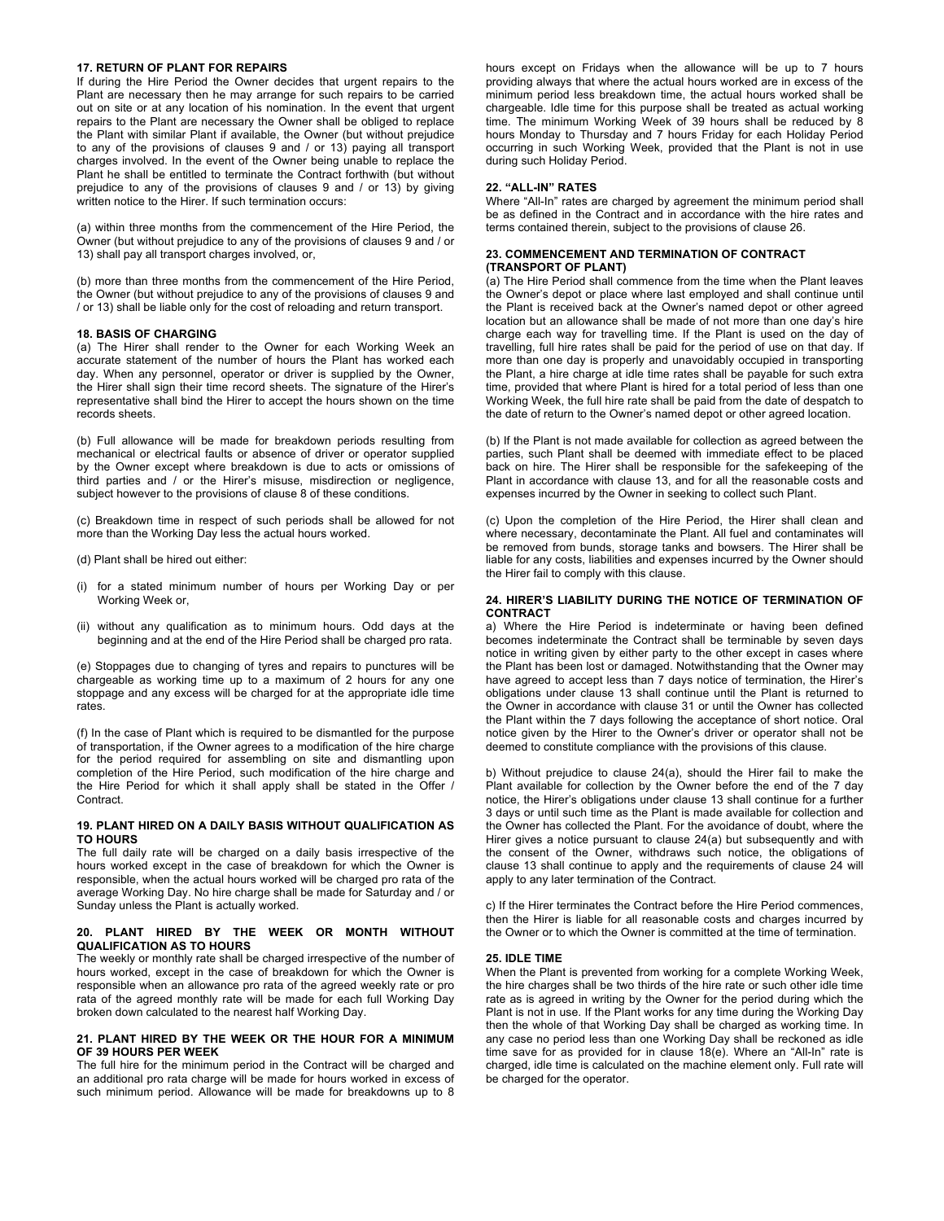### 17. RETURN OF PLANT FOR REPAIRS

If during the Hire Period the Owner decides that urgent repairs to the Plant are necessary then he may arrange for such repairs to be carried out on site or at any location of his nomination. In the event that urgent repairs to the Plant are necessary the Owner shall be obliged to replace the Plant with similar Plant if available, the Owner (but without prejudice to any of the provisions of clauses 9 and / or 13) paying all transport charges involved. In the event of the Owner being unable to replace the Plant he shall be entitled to terminate the Contract forthwith (but without prejudice to any of the provisions of clauses 9 and / or 13) by giving written notice to the Hirer. If such termination occurs:

(a) within three months from the commencement of the Hire Period, the Owner (but without prejudice to any of the provisions of clauses 9 and / or 13) shall pay all transport charges involved, or,

(b) more than three months from the commencement of the Hire Period, the Owner (but without prejudice to any of the provisions of clauses 9 and / or 13) shall be liable only for the cost of reloading and return transport.

### 18. BASIS OF CHARGING

(a) The Hirer shall render to the Owner for each Working Week an accurate statement of the number of hours the Plant has worked each day. When any personnel, operator or driver is supplied by the Owner, the Hirer shall sign their time record sheets. The signature of the Hirer's representative shall bind the Hirer to accept the hours shown on the time records sheets.

(b) Full allowance will be made for breakdown periods resulting from mechanical or electrical faults or absence of driver or operator supplied by the Owner except where breakdown is due to acts or omissions of third parties and / or the Hirer's misuse, misdirection or negligence, subject however to the provisions of clause 8 of these conditions.

(c) Breakdown time in respect of such periods shall be allowed for not more than the Working Day less the actual hours worked.

(d) Plant shall be hired out either:

(i) for a stated minimum number of hours per Working Day or per Working Week or,

(ii) without any qualification as to minimum hours. Odd days at the beginning and at the end of the Hire Period shall be charged pro rata.

(e) Stoppages due to changing of tyres and repairs to punctures will be chargeable as working time up to a maximum of 2 hours for any one stoppage and any excess will be charged for at the appropriate idle time rates.

(f) In the case of Plant which is required to be dismantled for the purpose of transportation, if the Owner agrees to a modification of the hire charge for the period required for assembling on site and dismantling upon completion of the Hire Period, such modification of the hire charge and the Hire Period for which it shall apply shall be stated in the Offer / Contract.

### 19. PLANT HIRED ON A DAILY BASIS WITHOUT QUALIFICATION AS TO HOURS

The full daily rate will be charged on a daily basis irrespective of the hours worked except in the case of breakdown for which the Owner is responsible, when the actual hours worked will be charged pro rata of the average Working Day. No hire charge shall be made for Saturday and / or Sunday unless the Plant is actually worked.

### 20. PLANT HIRED BY THE WEEK OR MONTH WITHOUT QUALIFICATION AS TO HOURS

The weekly or monthly rate shall be charged irrespective of the number of hours worked, except in the case of breakdown for which the Owner is responsible when an allowance pro rata of the agreed weekly rate or pro rata of the agreed monthly rate will be made for each full Working Day broken down calculated to the nearest half Working Day.

### 21. PLANT HIRED BY THE WEEK OR THE HOUR FOR A MINIMUM OF 39 HOURS PER WEEK

The full hire for the minimum period in the Contract will be charged and an additional pro rata charge will be made for hours worked in excess of such minimum period. Allowance will be made for breakdowns up to 8 hours except on Fridays when the allowance will be up to 7 hours providing always that where the actual hours worked are in excess of the minimum period less breakdown time, the actual hours worked shall be chargeable. Idle time for this purpose shall be treated as actual working time. The minimum Working Week of 39 hours shall be reduced by 8 hours Monday to Thursday and 7 hours Friday for each Holiday Period occurring in such Working Week, provided that the Plant is not in use during such Holiday Period.

### 22. "ALL-IN" RATES

Where "All-In" rates are charged by agreement the minimum period shall be as defined in the Contract and in accordance with the hire rates and terms contained therein, subject to the provisions of clause 26.

### 23. COMMENCEMENT AND TERMINATION OF CONTRACT (TRANSPORT OF PLANT)

(a) The Hire Period shall commence from the time when the Plant leaves the Owner's depot or place where last employed and shall continue until the Plant is received back at the Owner's named depot or other agreed location but an allowance shall be made of not more than one day's hire charge each way for travelling time. If the Plant is used on the day of travelling, full hire rates shall be paid for the period of use on that day. If more than one day is properly and unavoidably occupied in transporting the Plant, a hire charge at idle time rates shall be payable for such extra time, provided that where Plant is hired for a total period of less than one Working Week, the full hire rate shall be paid from the date of despatch to the date of return to the Owner's named depot or other agreed location.

(b) If the Plant is not made available for collection as agreed between the parties, such Plant shall be deemed with immediate effect to be placed back on hire. The Hirer shall be responsible for the safekeeping of the Plant in accordance with clause 13, and for all the reasonable costs and expenses incurred by the Owner in seeking to collect such Plant.

(c) Upon the completion of the Hire Period, the Hirer shall clean and where necessary, decontaminate the Plant. All fuel and contaminates will be removed from bunds, storage tanks and bowsers. The Hirer shall be liable for any costs, liabilities and expenses incurred by the Owner should the Hirer fail to comply with this clause.

### 24. HIRER'S LIABILITY DURING THE NOTICE OF TERMINATION OF CONTRACT

a) Where the Hire Period is indeterminate or having been defined becomes indeterminate the Contract shall be terminable by seven days notice in writing given by either party to the other except in cases where the Plant has been lost or damaged. Notwithstanding that the Owner may have agreed to accept less than 7 days notice of termination, the Hirer's obligations under clause 13 shall continue until the Plant is returned to the Owner in accordance with clause 31 or until the Owner has collected the Plant within the 7 days following the acceptance of short notice. Oral notice given by the Hirer to the Owner's driver or operator shall not be deemed to constitute compliance with the provisions of this clause.

b) Without prejudice to clause 24(a), should the Hirer fail to make the Plant available for collection by the Owner before the end of the 7 day notice, the Hirer's obligations under clause 13 shall continue for a further 3 days or until such time as the Plant is made available for collection and the Owner has collected the Plant. For the avoidance of doubt, where the Hirer gives a notice pursuant to clause 24(a) but subsequently and with the consent of the Owner, withdraws such notice, the obligations of clause 13 shall continue to apply and the requirements of clause 24 will apply to any later termination of the Contract.

c) If the Hirer terminates the Contract before the Hire Period commences, then the Hirer is liable for all reasonable costs and charges incurred by the Owner or to which the Owner is committed at the time of termination.

### 25. IDLE TIME

When the Plant is prevented from working for a complete Working Week, the hire charges shall be two thirds of the hire rate or such other idle time rate as is agreed in writing by the Owner for the period during which the Plant is not in use. If the Plant works for any time during the Working Day then the whole of that Working Day shall be charged as working time. In any case no period less than one Working Day shall be reckoned as idle time save for as provided for in clause 18(e). Where an "All-In" rate is charged, idle time is calculated on the machine element only. Full rate will be charged for the operator.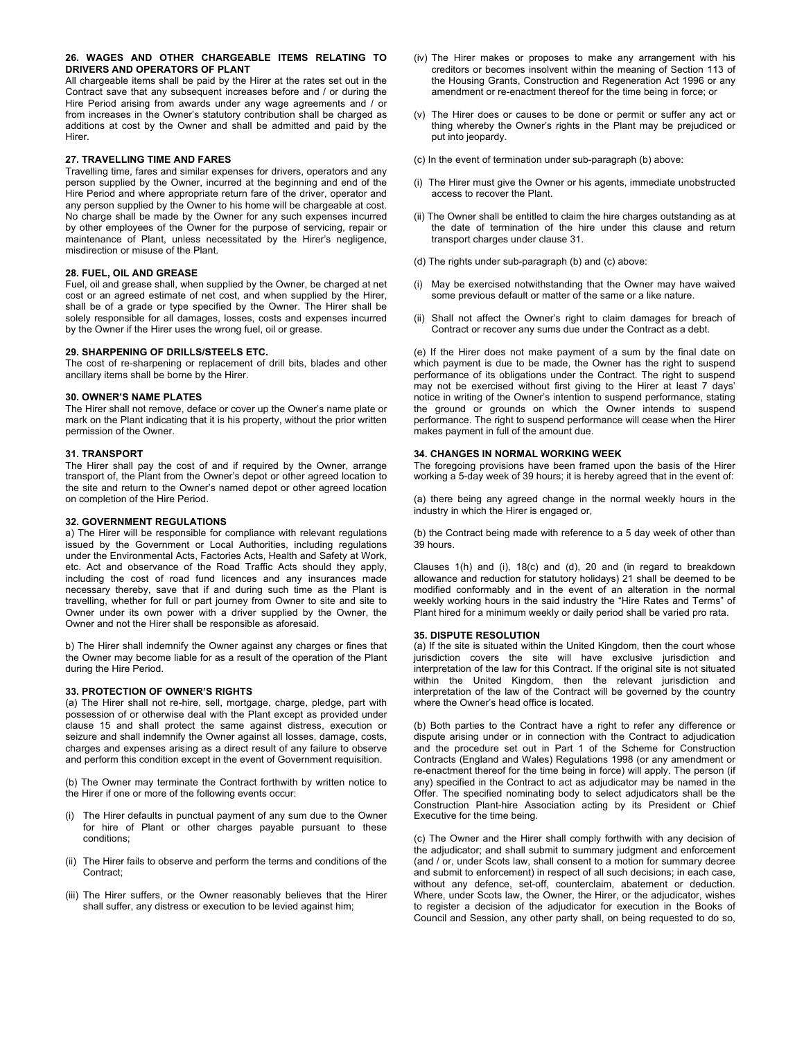### 26. WAGES AND OTHER CHARGEABLE ITEMS RELATING TO DRIVERS AND OPERATORS OF PLANT

All chargeable items shall be paid by the Hirer at the rates set out in the Contract save that any subsequent increases before and / or during the Hire Period arising from awards under any wage agreements and / or from increases in the Owner's statutory contribution shall be charged as additions at cost by the Owner and shall be admitted and paid by the Hirer.

### 27. TRAVELLING TIME AND FARES

Travelling time, fares and similar expenses for drivers, operators and any person supplied by the Owner, incurred at the beginning and end of the Hire Period and where appropriate return fare of the driver, operator and any person supplied by the Owner to his home will be chargeable at cost. No charge shall be made by the Owner for any such expenses incurred by other employees of the Owner for the purpose of servicing, repair or maintenance of Plant, unless necessitated by the Hirer's negligence, misdirection or misuse of the Plant.

### 28. FUEL, OIL AND GREASE

Fuel, oil and grease shall, when supplied by the Owner, be charged at net cost or an agreed estimate of net cost, and when supplied by the Hirer, shall be of a grade or type specified by the Owner. The Hirer shall be solely responsible for all damages, losses, costs and expenses incurred by the Owner if the Hirer uses the wrong fuel, oil or grease.

### 29. SHARPENING OF DRILLS/STEELS ETC.

The cost of re-sharpening or replacement of drill bits, blades and other ancillary items shall be borne by the Hirer.

### 30. OWNER'S NAME PLATES

The Hirer shall not remove, deface or cover up the Owner's name plate or mark on the Plant indicating that it is his property, without the prior written permission of the Owner.

### 31. TRANSPORT

The Hirer shall pay the cost of and if required by the Owner, arrange transport of, the Plant from the Owner's depot or other agreed location to the site and return to the Owner's named depot or other agreed location on completion of the Hire Period.

### 32. GOVERNMENT REGULATIONS

a) The Hirer will be responsible for compliance with relevant regulations issued by the Government or Local Authorities, including regulations under the Environmental Acts, Factories Acts, Health and Safety at Work, etc. Act and observance of the Road Traffic Acts should they apply, including the cost of road fund licences and any insurances made necessary thereby, save that if and during such time as the Plant is travelling, whether for full or part journey from Owner to site and site to Owner under its own power with a driver supplied by the Owner, the Owner and not the Hirer shall be responsible as aforesaid.

b) The Hirer shall indemnify the Owner against any charges or fines that the Owner may become liable for as a result of the operation of the Plant during the Hire Period.

### 33. PROTECTION OF OWNER'S RIGHTS

(a) The Hirer shall not re-hire, sell, mortgage, charge, pledge, part with possession of or otherwise deal with the Plant except as provided under clause 15 and shall protect the same against distress, execution or seizure and shall indemnify the Owner against all losses, damage, costs, charges and expenses arising as a direct result of any failure to observe and perform this condition except in the event of Government requisition.

(b) The Owner may terminate the Contract forthwith by written notice to the Hirer if one or more of the following events occur:

(i) The Hirer defaults in punctual payment of any sum due to the Owner for hire of Plant or other charges payable pursuant to these conditions;

(ii) The Hirer fails to observe and perform the terms and conditions of the Contract;

(iii) The Hirer suffers, or the Owner reasonably believes that the Hirer shall suffer, any distress or execution to be levied against him;

(iv) The Hirer makes or proposes to make any arrangement with his creditors or becomes insolvent within the meaning of Section 113 of the Housing Grants, Construction and Regeneration Act 1996 or any amendment or re-enactment thereof for the time being in force; or

(v) The Hirer does or causes to be done or permit or suffer any act or thing whereby the Owner's rights in the Plant may be prejudiced or put into jeopardy.

(c) In the event of termination under sub-paragraph (b) above:

(i) The Hirer must give the Owner or his agents, immediate unobstructed access to recover the Plant.

(ii) The Owner shall be entitled to claim the hire charges outstanding as at the date of termination of the hire under this clause and return transport charges under clause 31.

(d) The rights under sub-paragraph (b) and (c) above:

(i) May be exercised notwithstanding that the Owner may have waived some previous default or matter of the same or a like nature.

(ii) Shall not affect the Owner's right to claim damages for breach of Contract or recover any sums due under the Contract as a debt.

(e) If the Hirer does not make payment of a sum by the final date on which payment is due to be made, the Owner has the right to suspend performance of its obligations under the Contract. The right to suspend may not be exercised without first giving to the Hirer at least 7 days' notice in writing of the Owner's intention to suspend performance, stating the ground or grounds on which the Owner intends to suspend performance. The right to suspend performance will cease when the Hirer makes payment in full of the amount due.

### 34. CHANGES IN NORMAL WORKING WEEK

The foregoing provisions have been framed upon the basis of the Hirer working a 5-day week of 39 hours; it is hereby agreed that in the event of:

(a) there being any agreed change in the normal weekly hours in the industry in which the Hirer is engaged or,

(b) the Contract being made with reference to a 5 day week of other than 39 hours.

Clauses 1(h) and (i), 18(c) and (d), 20 and (in regard to breakdown allowance and reduction for statutory holidays) 21 shall be deemed to be modified conformably and in the event of an alteration in the normal weekly working hours in the said industry the "Hire Rates and Terms" of Plant hired for a minimum weekly or daily period shall be varied pro rata.

### 35. DISPUTE RESOLUTION

(a) If the site is situated within the United Kingdom, then the court whose jurisdiction covers the site will have exclusive jurisdiction and interpretation of the law for this Contract. If the original site is not situated within the United Kingdom, then the relevant jurisdiction and interpretation of the law of the Contract will be governed by the country where the Owner's head office is located.

(b) Both parties to the Contract have a right to refer any difference or dispute arising under or in connection with the Contract to adjudication and the procedure set out in Part 1 of the Scheme for Construction Contracts (England and Wales) Regulations 1998 (or any amendment or re-enactment thereof for the time being in force) will apply. The person (if any) specified in the Contract to act as adjudicator may be named in the Offer. The specified nominating body to select adjudicators shall be the Construction Plant-hire Association acting by its President or Chief Executive for the time being.

(c) The Owner and the Hirer shall comply forthwith with any decision of the adjudicator; and shall submit to summary judgment and enforcement (and / or, under Scots law, shall consent to a motion for summary decree and submit to enforcement) in respect of all such decisions; in each case, without any defence, set-off, counterclaim, abatement or deduction. Where, under Scots law, the Owner, the Hirer, or the adjudicator, wishes to register a decision of the adjudicator for execution in the Books of Council and Session, any other party shall, on being requested to do so,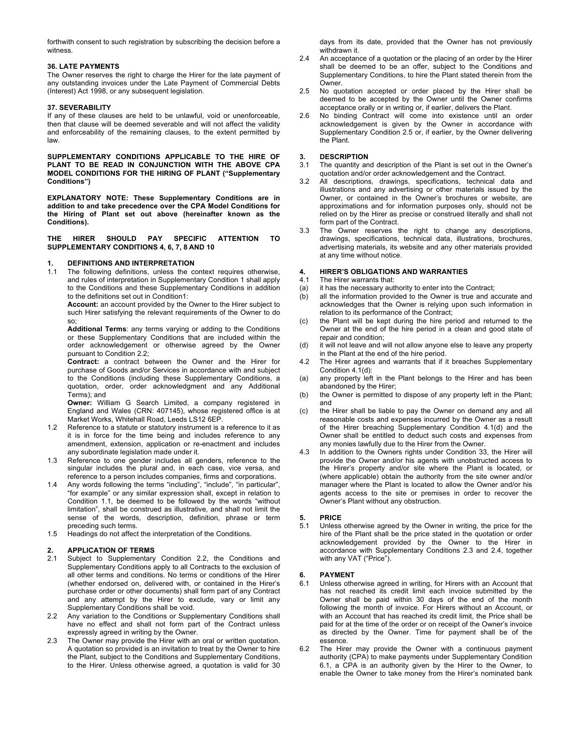forthwith consent to such registration by subscribing the decision before a witness.

### 36. LATE PAYMENTS

The Owner reserves the right to charge the Hirer for the late payment of any outstanding invoices under the Late Payment of Commercial Debts (Interest) Act 1998, or any subsequent legislation.

### 37. SEVERABILITY

If any of these clauses are held to be unlawful, void or unenforceable, then that clause will be deemed severable and will not affect the validity and enforceability of the remaining clauses, to the extent permitted by law.

**SUPPLEMENTARY CONDITIONS APPLICABLE TO THE HIRE OF PLANT TO BE READ IN CONJUNCTION WITH THE ABOVE CPA MODEL CONDITIONS FOR THE HIRING OF PLANT ("Supplementary Conditions")**

**EXPLANATORY NOTE: These Supplementary Conditions are in addition to and take precedence over the CPA Model Conditions for the Hiring of Plant set out above (hereinafter known as the Conditions).**

**THE HIRER SHOULD PAY SPECIFIC ATTENTION TO SUPPLEMENTARY CONDITIONS 4, 6, 7, 8 AND 10**

### 1. DEFINITIONS AND INTERPRETATION

1.1 The following definitions, unless the context requires otherwise, and rules of interpretation in Supplementary Condition 1 shall apply to the Conditions and these Supplementary Conditions in addition to the definitions set out in Condition1:

**Account:** an account provided by the Owner to the Hirer subject to such Hirer satisfying the relevant requirements of the Owner to do so;

**Additional Terms**: any terms varying or adding to the Conditions or these Supplementary Conditions that are included within the order acknowledgement or otherwise agreed by the Owner pursuant to Condition 2.2;

**Contract:** a contract between the Owner and the Hirer for purchase of Goods and/or Services in accordance with and subject to the Conditions (including these Supplementary Conditions, a quotation, order, order acknowledgment and any Additional Terms); and

**Owner:** William G Search Limited, a company registered in England and Wales (CRN: 407145), whose registered office is at Market Works, Whitehall Road, Leeds LS12 6EP.

1.2 Reference to a statute or statutory instrument is a reference to it as it is in force for the time being and includes reference to any amendment, extension, application or re-enactment and includes any subordinate legislation made under it.

1.3 Reference to one gender includes all genders, reference to the singular includes the plural and, in each case, vice versa, and reference to a person includes companies, firms and corporations.

1.4 Any words following the terms "including", "include", "in particular", "for example" or any similar expression shall, except in relation to Condition 1.1, be deemed to be followed by the words "without limitation", shall be construed as illustrative, and shall not limit the sense of the words, description, definition, phrase or term preceding such terms.

1.5 Headings do not affect the interpretation of the Conditions.

### 2. APPLICATION OF TERMS

2.1 Subject to Supplementary Condition 2.2, the Conditions and Supplementary Conditions apply to all Contracts to the exclusion of all other terms and conditions. No terms or conditions of the Hirer (whether endorsed on, delivered with, or contained in the Hirer's purchase order or other documents) shall form part of any Contract and any attempt by the Hirer to exclude, vary or limit any Supplementary Conditions shall be void.

2.2 Any variation to the Conditions or Supplementary Conditions shall have no effect and shall not form part of the Contract unless expressly agreed in writing by the Owner.

2.3 The Owner may provide the Hirer with an oral or written quotation. A quotation so provided is an invitation to treat by the Owner to hire the Plant, subject to the Conditions and Supplementary Conditions, to the Hirer. Unless otherwise agreed, a quotation is valid for 30 days from its date, provided that the Owner has not previously withdrawn it.

2.4 An acceptance of a quotation or the placing of an order by the Hirer shall be deemed to be an offer, subject to the Conditions and Supplementary Conditions, to hire the Plant stated therein from the Owner.

2.5 No quotation accepted or order placed by the Hirer shall be deemed to be accepted by the Owner until the Owner confirms acceptance orally or in writing or, if earlier, delivers the Plant.

2.6 No binding Contract will come into existence until an order acknowledgement is given by the Owner in accordance with Supplementary Condition 2.5 or, if earlier, by the Owner delivering the Plant.

### 3. DESCRIPTION

3.1 The quantity and description of the Plant is set out in the Owner's quotation and/or order acknowledgement and the Contract.

3.2 All descriptions, drawings, specifications, technical data and illustrations and any advertising or other materials issued by the Owner, or contained in the Owner's brochures or website, are approximations and for information purposes only, should not be relied on by the Hirer as precise or construed literally and shall not form part of the Contract.

3.3 The Owner reserves the right to change any descriptions, drawings, specifications, technical data, illustrations, brochures, advertising materials, its website and any other materials provided at any time without notice.

### 4. HIRER'S OBLIGATIONS AND WARRANTIES

4.1 The Hirer warrants that:

(a) it has the necessary authority to enter into the Contract;

(b) all the information provided to the Owner is true and accurate and acknowledges that the Owner is relying upon such information in relation to its performance of the Contract;

(c) the Plant will be kept during the hire period and returned to the Owner at the end of the hire period in a clean and good state of repair and condition;

(d) it will not leave and will not allow anyone else to leave any property in the Plant at the end of the hire period.

4.2 The Hirer agrees and warrants that if it breaches Supplementary Condition 4.1(d):

(a) any property left in the Plant belongs to the Hirer and has been abandoned by the Hirer;

(b) the Owner is permitted to dispose of any property left in the Plant; and

(c) the Hirer shall be liable to pay the Owner on demand any and all reasonable costs and expenses incurred by the Owner as a result of the Hirer breaching Supplementary Condition 4.1(d) and the Owner shall be entitled to deduct such costs and expenses from any monies lawfully due to the Hirer from the Owner.

4.3 In addition to the Owners rights under Condition 33, the Hirer will provide the Owner and/or his agents with unobstructed access to the Hirer's property and/or site where the Plant is located, or (where applicable) obtain the authority from the site owner and/or manager where the Plant is located to allow the Owner and/or his agents access to the site or premises in order to recover the Owner's Plant without any obstruction.

### 5. PRICE

5.1 Unless otherwise agreed by the Owner in writing, the price for the hire of the Plant shall be the price stated in the quotation or order acknowledgement provided by the Owner to the Hirer in accordance with Supplementary Conditions 2.3 and 2.4, together with any VAT ("Price").

### 6. PAYMENT

6.1 Unless otherwise agreed in writing, for Hirers with an Account that has not reached its credit limit each invoice submitted by the Owner shall be paid within 30 days of the end of the month following the month of invoice. For Hirers without an Account, or with an Account that has reached its credit limit, the Price shall be paid for at the time of the order or on receipt of the Owner's invoice as directed by the Owner. Time for payment shall be of the essence.

6.2 The Hirer may provide the Owner with a continuous payment authority (CPA) to make payments under Supplementary Condition 6.1, a CPA is an authority given by the Hirer to the Owner, to enable the Owner to take money from the Hirer's nominated bank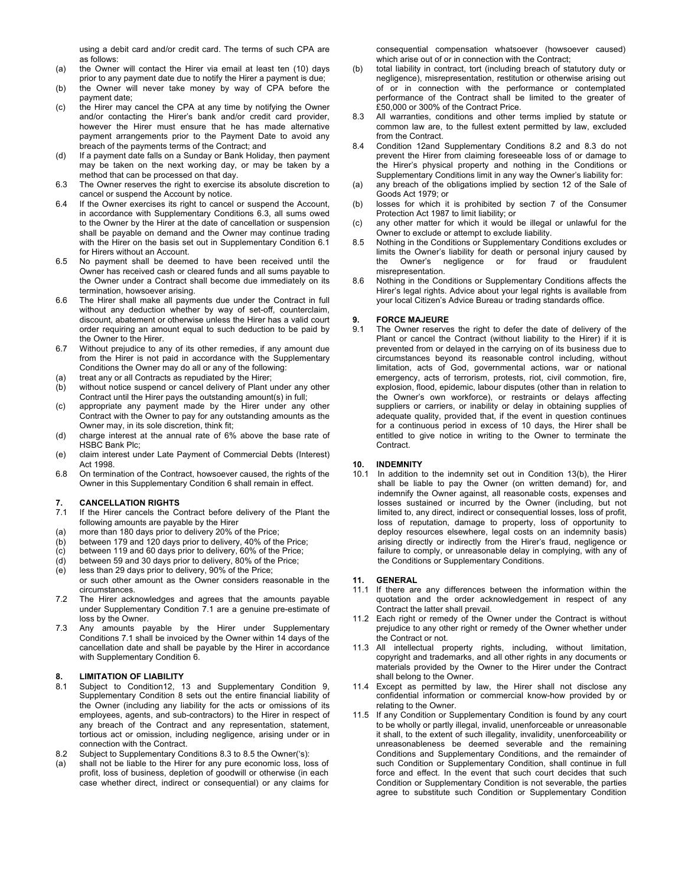using a debit card and/or credit card. The terms of such CPA are as follows:

(a) the Owner will contact the Hirer via email at least ten (10) days prior to any payment date due to notify the Hirer a payment is due;
(b) the Owner will never take money by way of CPA before the payment date;
(c) the Hirer may cancel the CPA at any time by notifying the Owner and/or contacting the Hirer's bank and/or credit card provider, however the Hirer must ensure that he has made alternative payment arrangements prior to the Payment Date to avoid any breach of the payments terms of the Contract; and
(d) If a payment date falls on a Sunday or Bank Holiday, then payment may be taken on the next working day, or may be taken by a method that can be processed on that day.

6.3 The Owner reserves the right to exercise its absolute discretion to cancel or suspend the Account by notice.

6.4 If the Owner exercises its right to cancel or suspend the Account, in accordance with Supplementary Conditions 6.3, all sums owed to the Owner by the Hirer at the date of cancellation or suspension shall be payable on demand and the Owner may continue trading with the Hirer on the basis set out in Supplementary Condition 6.1 for Hirers without an Account.

6.5 No payment shall be deemed to have been received until the Owner has received cash or cleared funds and all sums payable to the Owner under a Contract shall become due immediately on its termination, howsoever arising.

6.6 The Hirer shall make all payments due under the Contract in full without any deduction whether by way of set-off, counterclaim, discount, abatement or otherwise unless the Hirer has a valid court order requiring an amount equal to such deduction to be paid by the Owner to the Hirer.

6.7 Without prejudice to any of its other remedies, if any amount due from the Hirer is not paid in accordance with the Supplementary Conditions the Owner may do all or any of the following:

(a) treat any or all Contracts as repudiated by the Hirer;
(b) without notice suspend or cancel delivery of Plant under any other Contract until the Hirer pays the outstanding amount(s) in full;
(c) appropriate any payment made by the Hirer under any other Contract with the Owner to pay for any outstanding amounts as the Owner may, in its sole discretion, think fit;
(d) charge interest at the annual rate of 6% above the base rate of HSBC Bank Plc;
(e) claim interest under Late Payment of Commercial Debts (Interest) Act 1998.

6.8 On termination of the Contract, howsoever caused, the rights of the Owner in this Supplementary Condition 6 shall remain in effect.

## 7. CANCELLATION RIGHTS

7.1 If the Hirer cancels the Contract before delivery of the Plant the following amounts are payable by the Hirer

(a) more than 180 days prior to delivery 20% of the Price;
(b) between 179 and 120 days prior to delivery, 40% of the Price;
(c) between 119 and 60 days prior to delivery, 60% of the Price;
(d) between 59 and 30 days prior to delivery, 80% of the Price;
(e) less than 29 days prior to delivery, 90% of the Price;

or such other amount as the Owner considers reasonable in the circumstances.

7.2 The Hirer acknowledges and agrees that the amounts payable under Supplementary Condition 7.1 are a genuine pre-estimate of loss by the Owner.

7.3 Any amounts payable by the Hirer under Supplementary Conditions 7.1 shall be invoiced by the Owner within 14 days of the cancellation date and shall be payable by the Hirer in accordance with Supplementary Condition 6.

## 8. LIMITATION OF LIABILITY

8.1 Subject to Condition12, 13 and Supplementary Condition 9, Supplementary Condition 8 sets out the entire financial liability of the Owner (including any liability for the acts or omissions of its employees, agents, and sub-contractors) to the Hirer in respect of any breach of the Contract and any representation, statement, tortious act or omission, including negligence, arising under or in connection with the Contract.

8.2 Subject to Supplementary Conditions 8.3 to 8.5 the Owner('s):

(a) shall not be liable to the Hirer for any pure economic loss, loss of profit, loss of business, depletion of goodwill or otherwise (in each case whether direct, indirect or consequential) or any claims for consequential compensation whatsoever (howsoever caused) which arise out of or in connection with the Contract;
(b) total liability in contract, tort (including breach of statutory duty or negligence), misrepresentation, restitution or otherwise arising out of or in connection with the performance or contemplated performance of the Contract shall be limited to the greater of £50,000 or 300% of the Contract Price.

8.3 All warranties, conditions and other terms implied by statute or common law are, to the fullest extent permitted by law, excluded from the Contract.

8.4 Condition 12and Supplementary Conditions 8.2 and 8.3 do not prevent the Hirer from claiming foreseeable loss of or damage to the Hirer's physical property and nothing in the Conditions or Supplementary Conditions limit in any way the Owner's liability for:

(a) any breach of the obligations implied by section 12 of the Sale of Goods Act 1979; or
(b) losses for which it is prohibited by section 7 of the Consumer Protection Act 1987 to limit liability; or
(c) any other matter for which it would be illegal or unlawful for the Owner to exclude or attempt to exclude liability.

8.5 Nothing in the Conditions or Supplementary Conditions excludes or limits the Owner's liability for death or personal injury caused by the Owner's negligence or for fraud or fraudulent misrepresentation.

8.6 Nothing in the Conditions or Supplementary Conditions affects the Hirer's legal rights. Advice about your legal rights is available from your local Citizen's Advice Bureau or trading standards office.

## 9. FORCE MAJEURE

9.1 The Owner reserves the right to defer the date of delivery of the Plant or cancel the Contract (without liability to the Hirer) if it is prevented from or delayed in the carrying on of its business due to circumstances beyond its reasonable control including, without limitation, acts of God, governmental actions, war or national emergency, acts of terrorism, protests, riot, civil commotion, fire, explosion, flood, epidemic, labour disputes (other than in relation to the Owner's own workforce), or restraints or delays affecting suppliers or carriers, or inability or delay in obtaining supplies of adequate quality, provided that, if the event in question continues for a continuous period in excess of 10 days, the Hirer shall be entitled to give notice in writing to the Owner to terminate the Contract.

## 10. INDEMNITY

10.1 In addition to the indemnity set out in Condition 13(b), the Hirer shall be liable to pay the Owner (on written demand) for, and indemnify the Owner against, all reasonable costs, expenses and losses sustained or incurred by the Owner (including, but not limited to, any direct, indirect or consequential losses, loss of profit, loss of reputation, damage to property, loss of opportunity to deploy resources elsewhere, legal costs on an indemnity basis) arising directly or indirectly from the Hirer's fraud, negligence or failure to comply, or unreasonable delay in complying, with any of the Conditions or Supplementary Conditions.

## 11. GENERAL

11.1 If there are any differences between the information within the quotation and the order acknowledgement in respect of any Contract the latter shall prevail.

11.2 Each right or remedy of the Owner under the Contract is without prejudice to any other right or remedy of the Owner whether under the Contract or not.

11.3 All intellectual property rights, including, without limitation, copyright and trademarks, and all other rights in any documents or materials provided by the Owner to the Hirer under the Contract shall belong to the Owner.

11.4 Except as permitted by law, the Hirer shall not disclose any confidential information or commercial know-how provided by or relating to the Owner.

11.5 If any Condition or Supplementary Condition is found by any court to be wholly or partly illegal, invalid, unenforceable or unreasonable it shall, to the extent of such illegality, invalidity, unenforceability or unreasonableness be deemed severable and the remaining Conditions and Supplementary Conditions, and the remainder of such Condition or Supplementary Condition, shall continue in full force and effect. In the event that such court decides that such Condition or Supplementary Condition is not severable, the parties agree to substitute such Condition or Supplementary Condition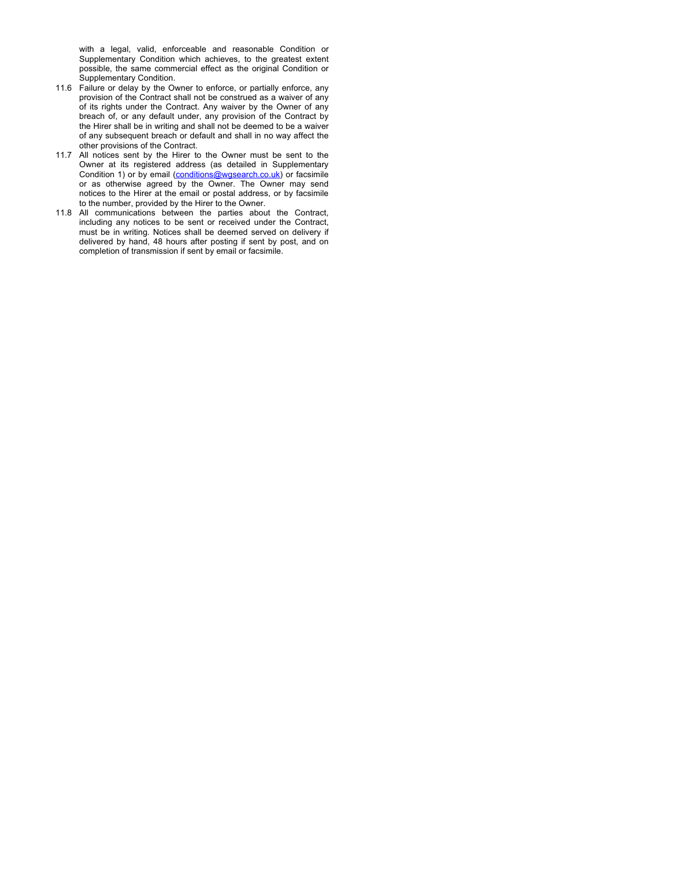with a legal, valid, enforceable and reasonable Condition or Supplementary Condition which achieves, to the greatest extent possible, the same commercial effect as the original Condition or Supplementary Condition.

11.6 Failure or delay by the Owner to enforce, or partially enforce, any provision of the Contract shall not be construed as a waiver of any of its rights under the Contract. Any waiver by the Owner of any breach of, or any default under, any provision of the Contract by the Hirer shall be in writing and shall not be deemed to be a waiver of any subsequent breach or default and shall in no way affect the other provisions of the Contract.

11.7 All notices sent by the Hirer to the Owner must be sent to the Owner at its registered address (as detailed in Supplementary Condition 1) or by email (conditions@wgsearch.co.uk) or facsimile or as otherwise agreed by the Owner. The Owner may send notices to the Hirer at the email or postal address, or by facsimile to the number, provided by the Hirer to the Owner.

11.8 All communications between the parties about the Contract, including any notices to be sent or received under the Contract, must be in writing. Notices shall be deemed served on delivery if delivered by hand, 48 hours after posting if sent by post, and on completion of transmission if sent by email or facsimile.